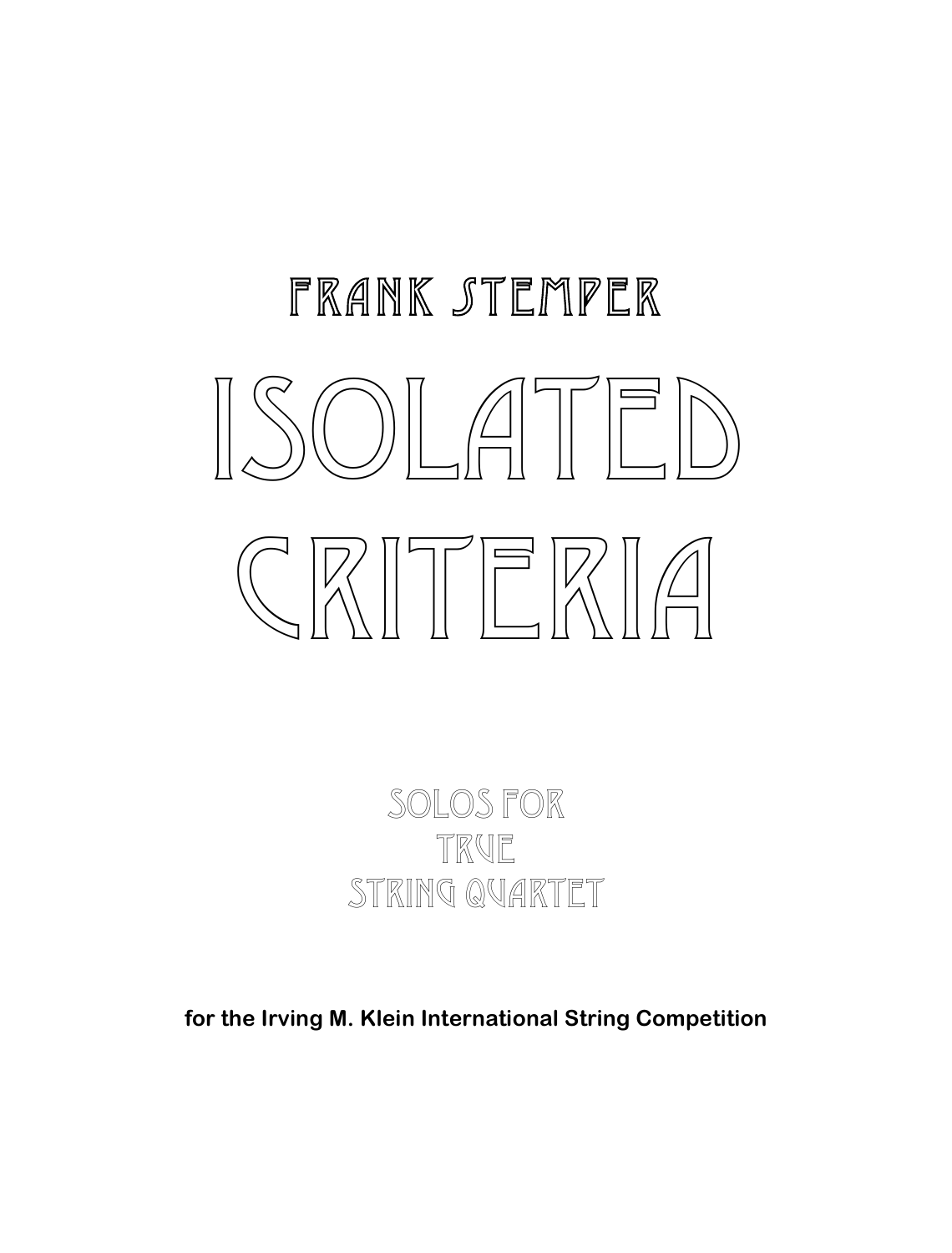FRANK STEMPER

# ISOLATED CRITERIA

SOLOS FOR
TRUE
STRING QUARTET

**for the Irving M. Klein International String Competition**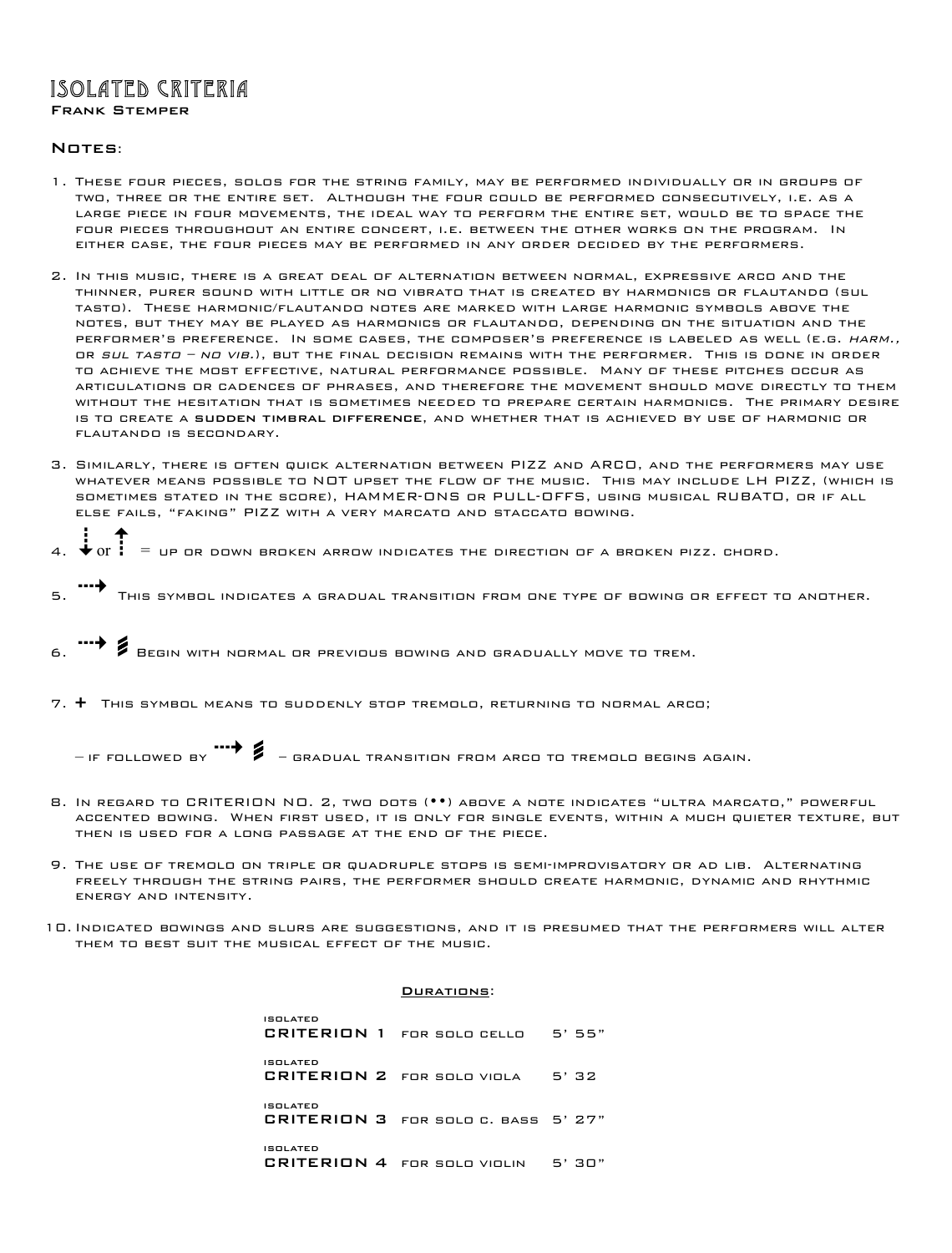# Isolated Criteria

**Frank Stemper**

## Notes:

1. These four pieces, solos for the string family, may be performed individually or in groups of two, three or the entire set. Although the four could be performed consecutively, i.e. as a large piece in four movements, the ideal way to perform the entire set, would be to space the four pieces throughout an entire concert, i.e. between the other works on the program. In either case, the four pieces may be performed in any order decided by the performers.

2. In this music, there is a great deal of alternation between normal, expressive arco and the thinner, purer sound with little or no vibrato that is created by harmonics or flautando (sul tasto). These harmonic/flautando notes are marked with large harmonic symbols above the notes, but they may be played as harmonics or flautando, depending on the situation and the performer's preference. In some cases, the composer's preference is labeled as well (e.g. *harm.*, or *sul tasto – no vib.*), but the final decision remains with the performer. This is done in order to achieve the most effective, natural performance possible. Many of these pitches occur as articulations or cadences of phrases, and therefore the movement should move directly to them without the hesitation that is sometimes needed to prepare certain harmonics. The primary desire is to create a **sudden timbral difference**, and whether that is achieved by use of harmonic or flautando is secondary.

3. Similarly, there is often quick alternation between PIZZ and ARCO, and the performers may use whatever means possible to NOT upset the flow of the music. This may include LH PIZZ, (which is sometimes stated in the score), HAMMER-ONS or PULL-OFFS, using musical RUBATO, or if all else fails, "faking" PIZZ with a very marcato and staccato bowing.

4. ↓ or ↑ = up or down broken arrow indicates the direction of a broken pizz. chord.

5. ⇢ This symbol indicates a gradual transition from one type of bowing or effect to another.

6. ⇢ ≶ Begin with normal or previous bowing and gradually move to trem.

7. **+** This symbol means to suddenly stop tremolo, returning to normal arco;

   – if followed by ⇢ ≶ – gradual transition from arco to tremolo begins again.

8. In regard to CRITERION NO. 2, two dots (••) above a note indicates "ultra marcato," powerful accented bowing. When first used, it is only for single events, within a much quieter texture, but then is used for a long passage at the end of the piece.

9. The use of tremolo on triple or quadruple stops is semi-improvisatory or ad lib. Alternating freely through the string pairs, the performer should create harmonic, dynamic and rhythmic energy and intensity.

10. Indicated bowings and slurs are suggestions, and it is presumed that the performers will alter them to best suit the musical effect of the music.

## Durations:

| | | |
|---|---|---|
| isolated **CRITERION 1** | for solo cello | 5' 55" |
| isolated **CRITERION 2** | for solo viola | 5' 32 |
| isolated **CRITERION 3** | for solo c. bass | 5' 27" |
| isolated **CRITERION 4** | for solo violin | 5' 30" |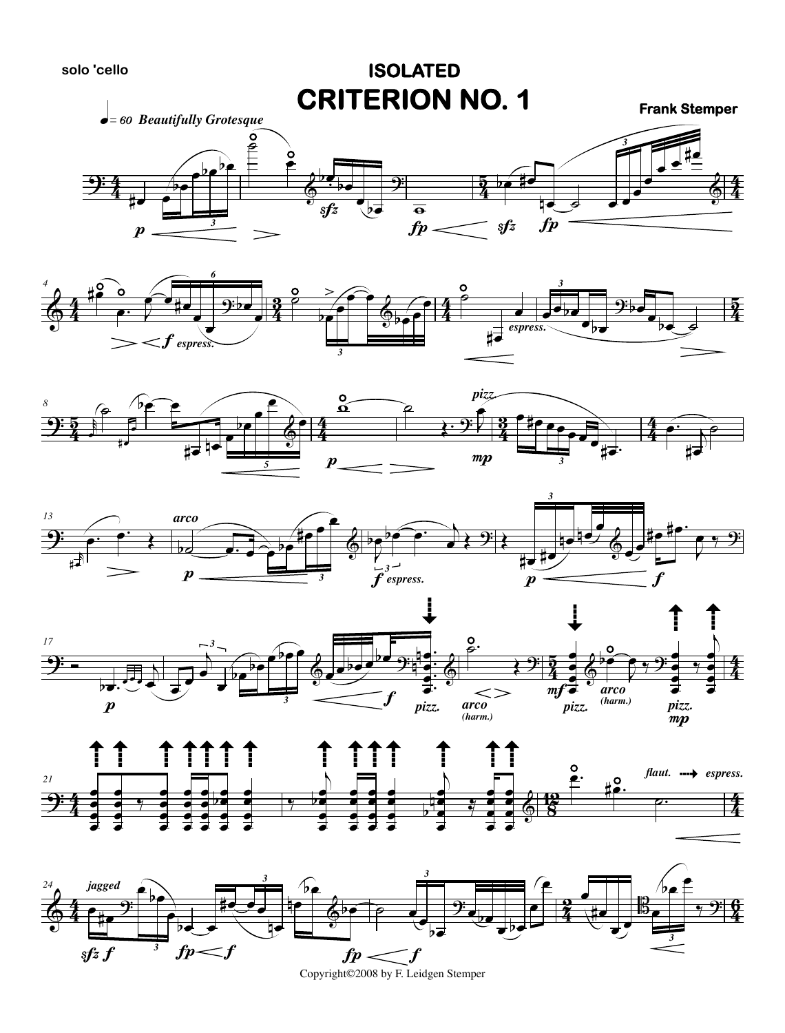solo 'cello

# ISOLATED
# CRITERION NO. 1

**Frank Stemper**

♩= 60 *Beautifully Grotesque*

Copyright©2008 by F. Leidgen Stemper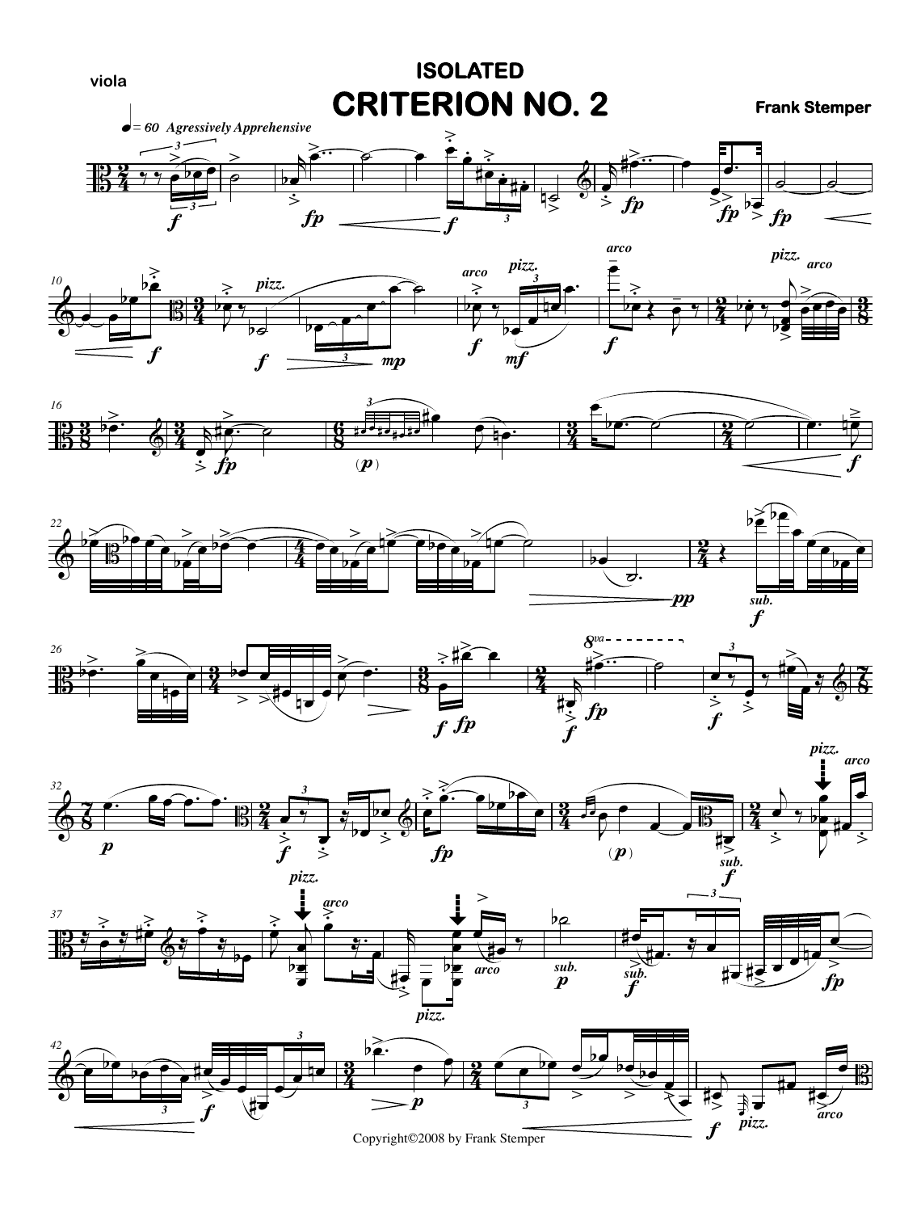viola

# ISOLATED
# CRITERION NO. 2

**Frank Stemper**

Copyright©2008 by Frank Stemper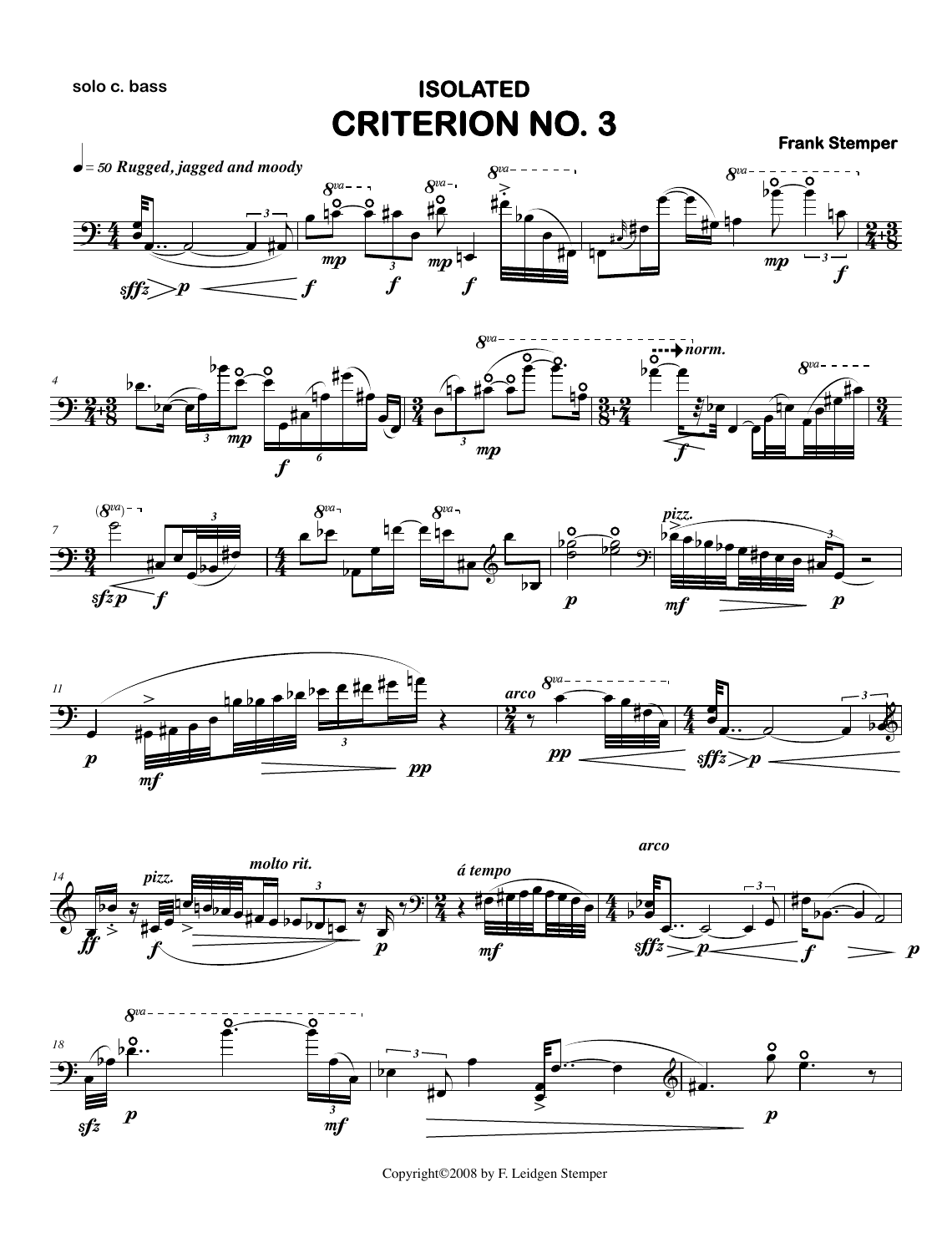solo c. bass

# ISOLATED
# CRITERION NO. 3

**Frank Stemper**

Copyright©2008 by F. Leidgen Stemper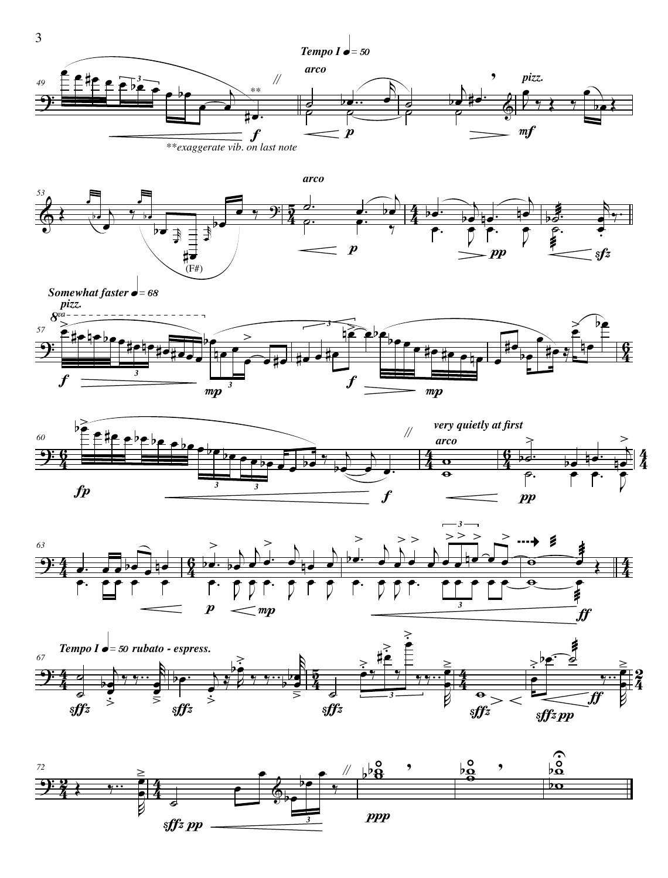*Tempo I* ♩ *= 50*

*arco*

*pizz.*

**exaggerate vib. on last note

*arco*

*Somewhat faster* ♩ *= 68*

*pizz.*

*very quietly at first*

*arco*

*Tempo I* ♩ *= 50 rubato - espress.*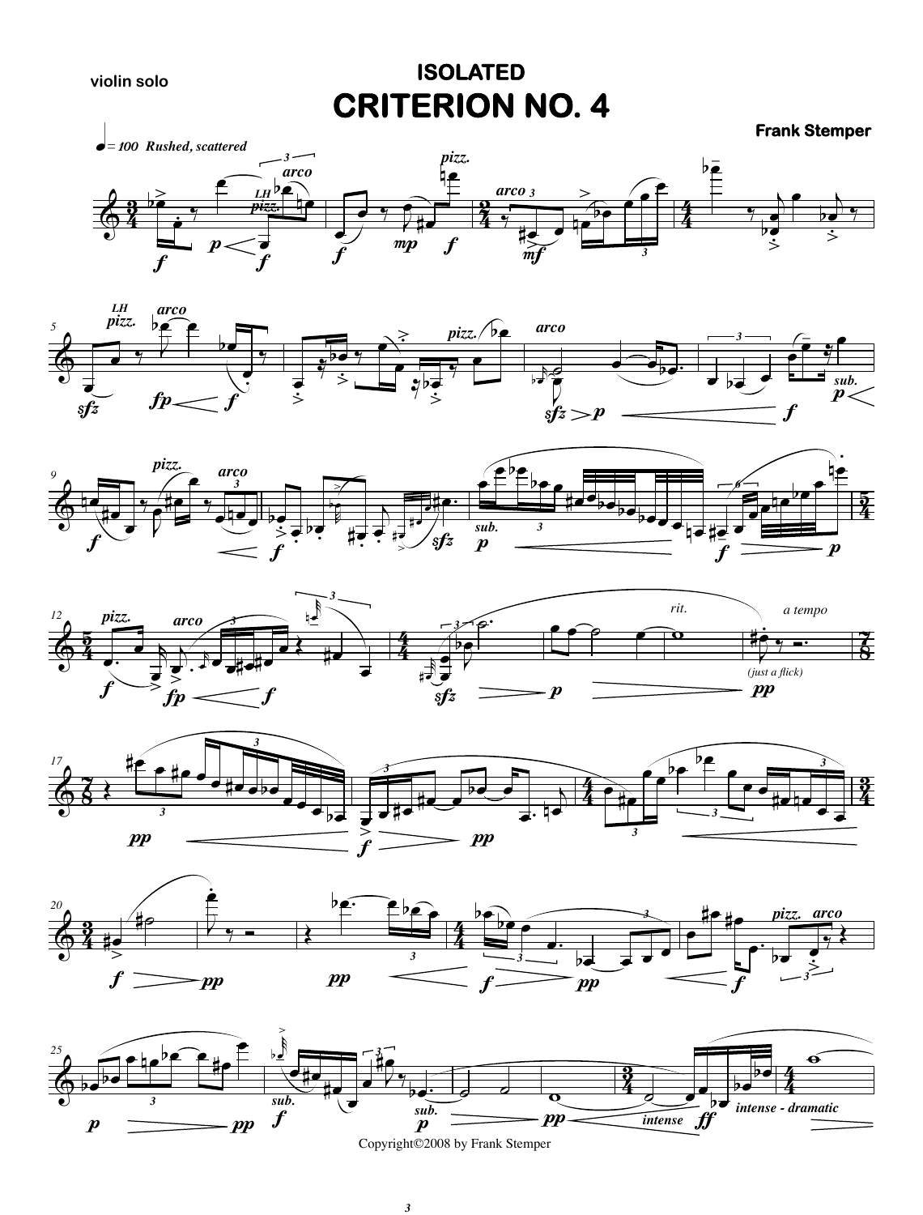violin solo

# ISOLATED
# CRITERION NO. 4

**Frank Stemper**

Copyright©2008 by Frank Stemper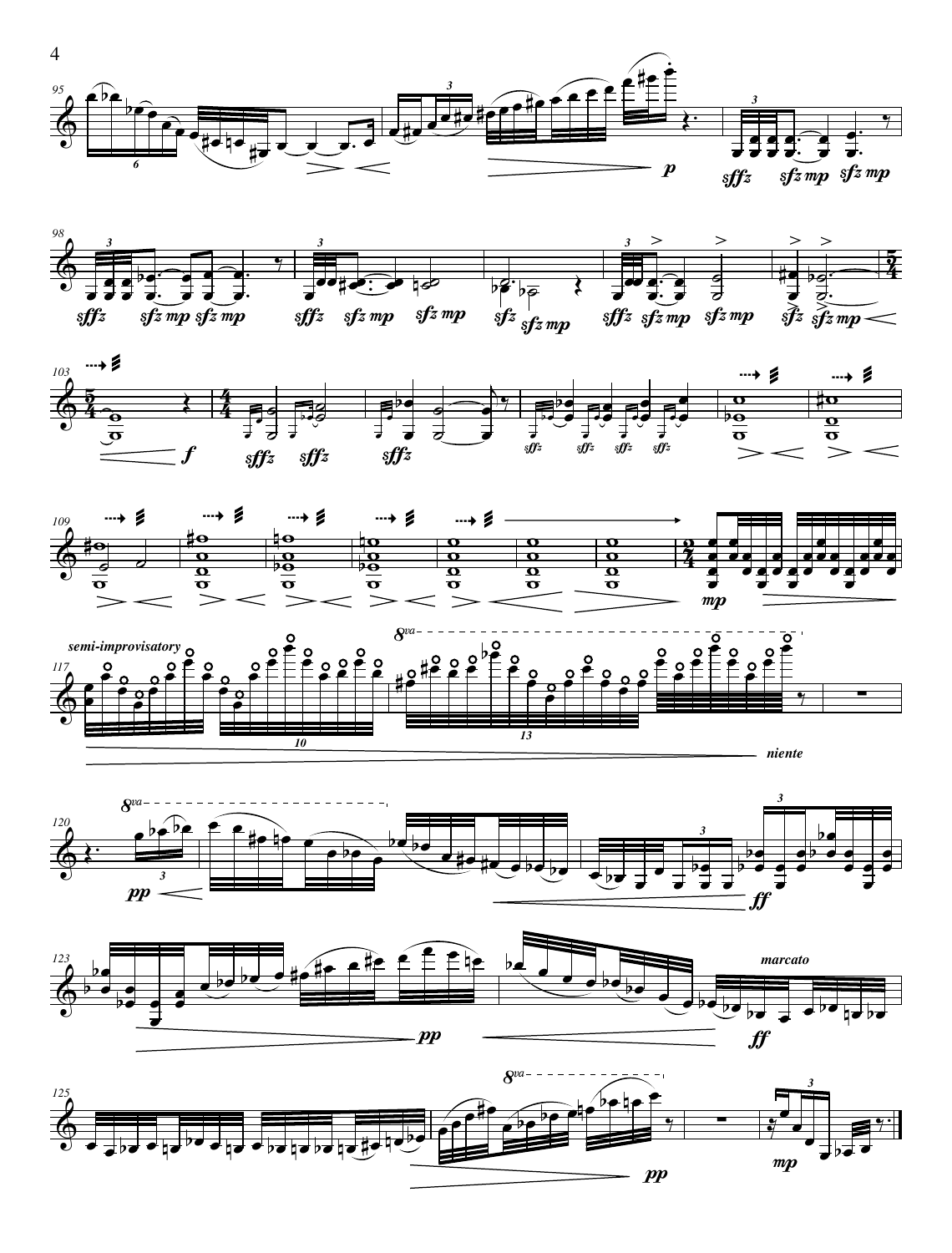semi-improvisatory

niente

marcato